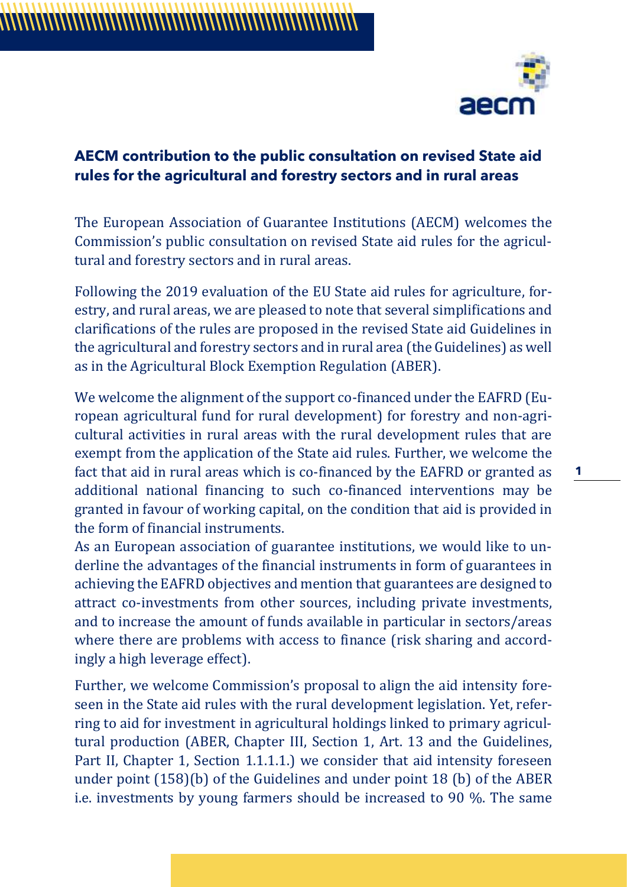## AECM contribution to the public consultation on revised State aid rules for the agricultural and forestry sectors and in rural areas

The European Association of Guarantee Institutions (AECM) welcomes the Commission's public consultation on revised State aid rules for the agricultural and forestry sectors and in rural areas.

Following the 2019 evaluation of the EU State aid rules for agriculture, forestry, and rural areas, we are pleased to note that several simplifications and clarifications of the rules are proposed in the revised State aid Guidelines in the agricultural and forestry sectors and in rural area (the Guidelines) as well as in the Agricultural Block Exemption Regulation (ABER).

We welcome the alignment of the support co-financed under the EAFRD (European agricultural fund for rural development) for forestry and non-agricultural activities in rural areas with the rural development rules that are exempt from the application of the State aid rules. Further, we welcome the fact that aid in rural areas which is co-financed by the EAFRD or granted as additional national financing to such co-financed interventions may be granted in favour of working capital, on the condition that aid is provided in the form of financial instruments.

As an European association of guarantee institutions, we would like to underline the advantages of the financial instruments in form of guarantees in achieving the EAFRD objectives and mention that guarantees are designed to attract co-investments from other sources, including private investments, and to increase the amount of funds available in particular in sectors/areas where there are problems with access to finance (risk sharing and accordingly a high leverage effect).

Further, we welcome Commission's proposal to align the aid intensity foreseen in the State aid rules with the rural development legislation. Yet, referring to aid for investment in agricultural holdings linked to primary agricultural production (ABER, Chapter III, Section 1, Art. 13 and the Guidelines, Part II, Chapter 1, Section 1.1.1.1.) we consider that aid intensity foreseen under point (158)(b) of the Guidelines and under point 18 (b) of the ABER i.e. investments by young farmers should be increased to 90 %. The same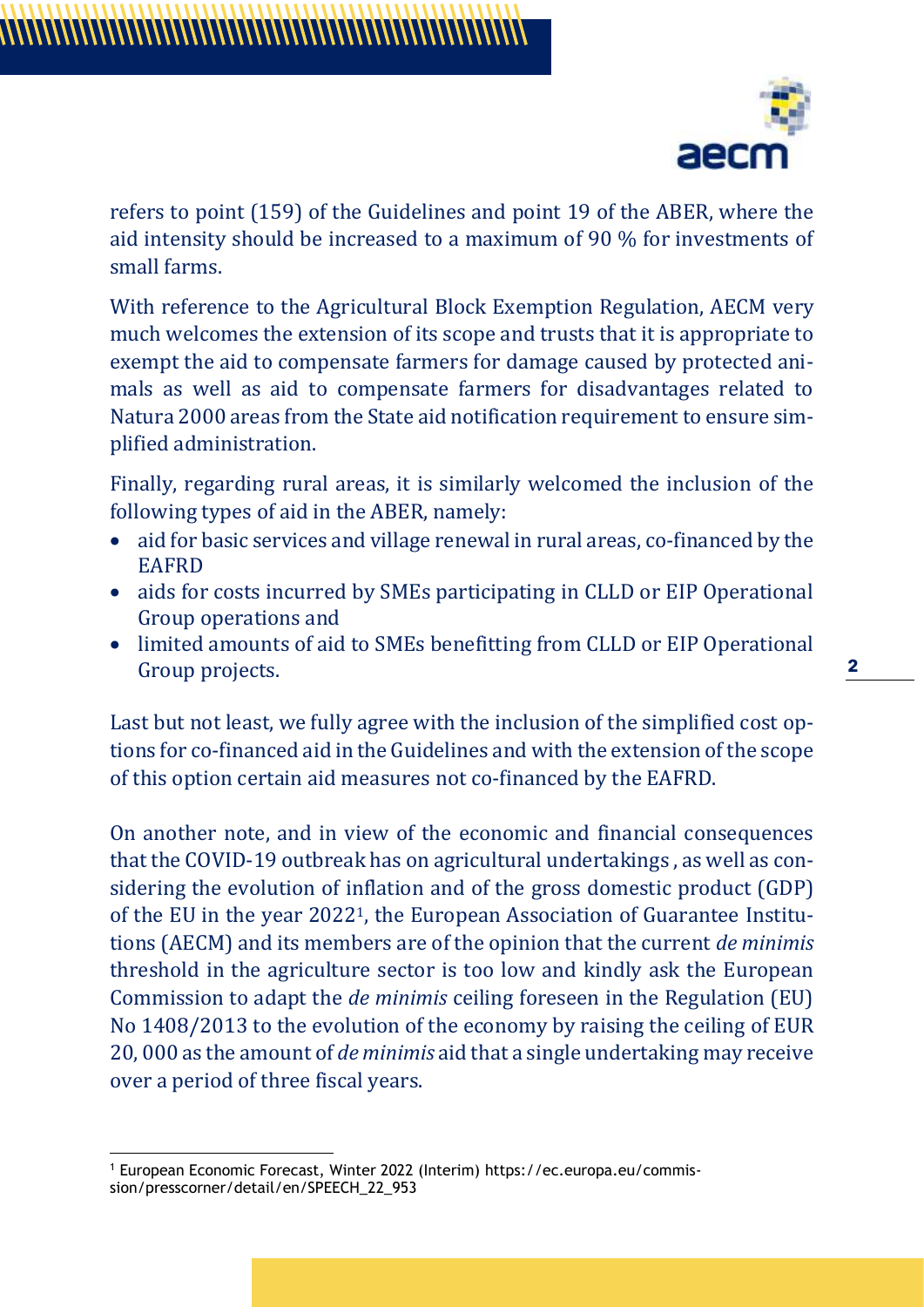refers to point (159) of the Guidelines and point 19 of the ABER, where the aid intensity should be increased to a maximum of 90 % for investments of small farms.

With reference to the Agricultural Block Exemption Regulation, AECM very much welcomes the extension of its scope and trusts that it is appropriate to exempt the aid to compensate farmers for damage caused by protected animals as well as aid to compensate farmers for disadvantages related to Natura 2000 areas from the State aid notification requirement to ensure simplified administration.

Finally, regarding rural areas, it is similarly welcomed the inclusion of the following types of aid in the ABER, namely:

- aid for basic services and village renewal in rural areas, co-financed by the EAFRD
- aids for costs incurred by SMEs participating in CLLD or EIP Operational Group operations and
- limited amounts of aid to SMEs benefitting from CLLD or EIP Operational Group projects.

Last but not least, we fully agree with the inclusion of the simplified cost options for co-financed aid in the Guidelines and with the extension of the scope of this option certain aid measures not co-financed by the EAFRD.

On another note, and in view of the economic and financial consequences that the COVID-19 outbreak has on agricultural undertakings , as well as considering the evolution of inflation and of the gross domestic product (GDP) of the EU in the year 2022[1], the European Association of Guarantee Institutions (AECM) and its members are of the opinion that the current *de minimis* threshold in the agriculture sector is too low and kindly ask the European Commission to adapt the *de minimis* ceiling foreseen in the Regulation (EU) No 1408/2013 to the evolution of the economy by raising the ceiling of EUR 20, 000 as the amount of *de minimis* aid that a single undertaking may receive over a period of three fiscal years.

[1] European Economic Forecast, Winter 2022 (Interim) https://ec.europa.eu/commission/presscorner/detail/en/SPEECH_22_953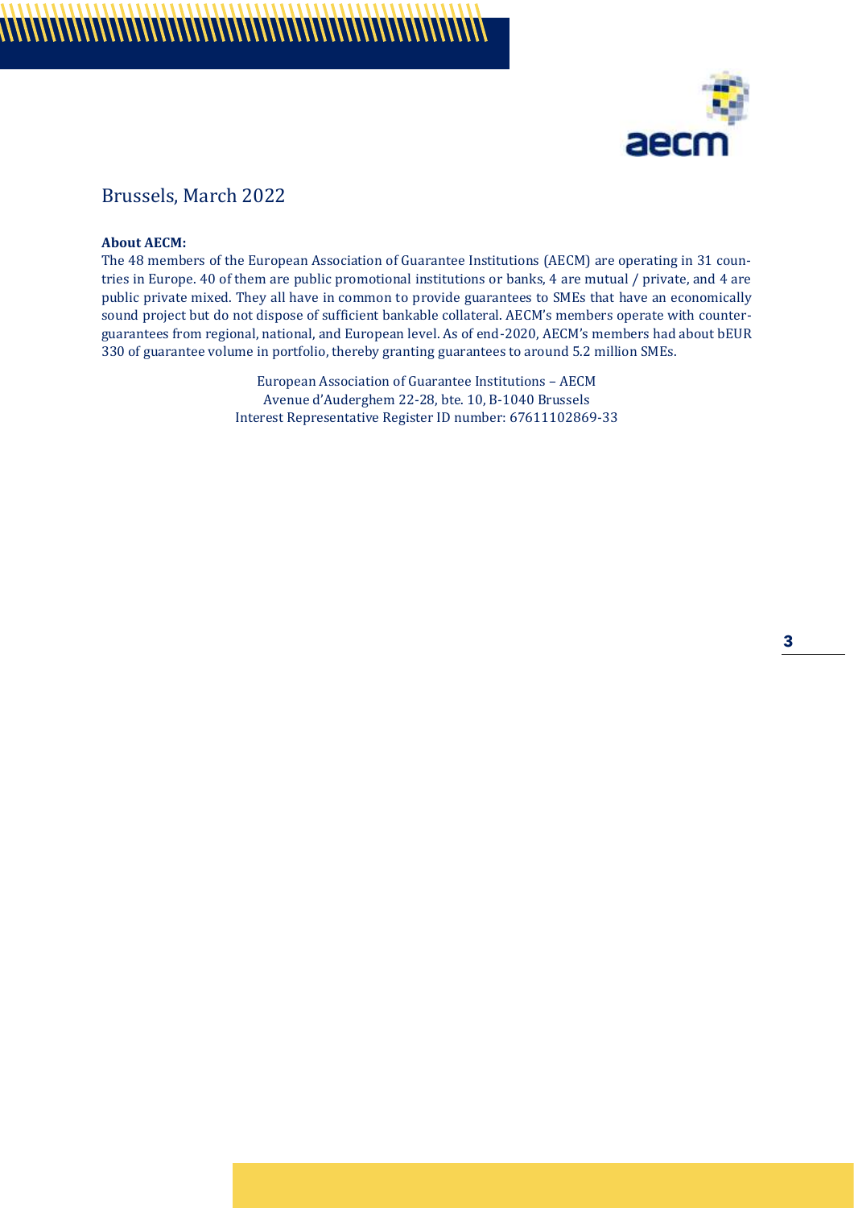Brussels, March 2022

**About AECM:**

The 48 members of the European Association of Guarantee Institutions (AECM) are operating in 31 countries in Europe. 40 of them are public promotional institutions or banks, 4 are mutual / private, and 4 are public private mixed. They all have in common to provide guarantees to SMEs that have an economically sound project but do not dispose of sufficient bankable collateral. AECM's members operate with counter-guarantees from regional, national, and European level. As of end-2020, AECM's members had about bEUR 330 of guarantee volume in portfolio, thereby granting guarantees to around 5.2 million SMEs.

European Association of Guarantee Institutions – AECM
Avenue d'Auderghem 22-28, bte. 10, B-1040 Brussels
Interest Representative Register ID number: 67611102869-33